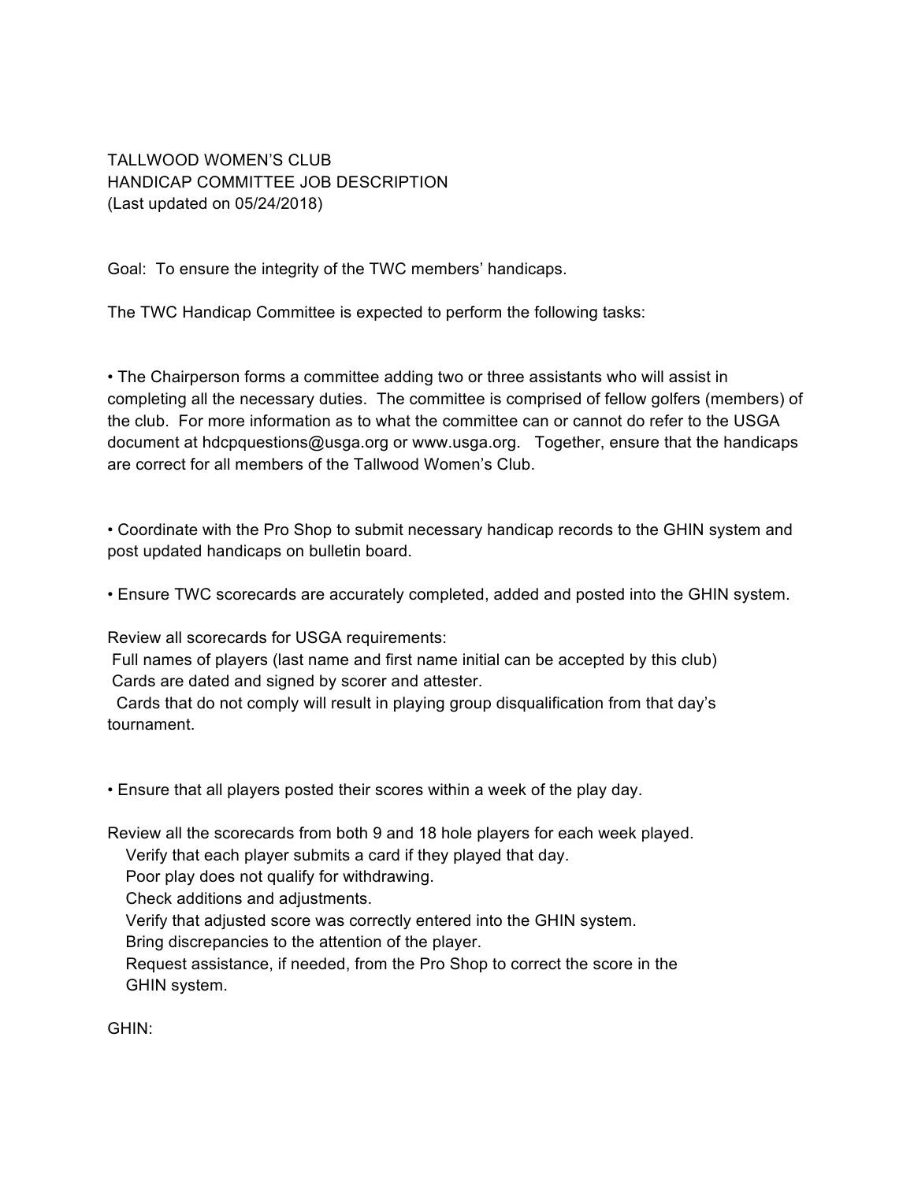TALLWOOD WOMEN'S CLUB
HANDICAP COMMITTEE JOB DESCRIPTION
(Last updated on 05/24/2018)

Goal: To ensure the integrity of the TWC members' handicaps.

The TWC Handicap Committee is expected to perform the following tasks:

- The Chairperson forms a committee adding two or three assistants who will assist in completing all the necessary duties. The committee is comprised of fellow golfers (members) of the club. For more information as to what the committee can or cannot do refer to the USGA document at hdcpquestions@usga.org or www.usga.org. Together, ensure that the handicaps are correct for all members of the Tallwood Women's Club.

- Coordinate with the Pro Shop to submit necessary handicap records to the GHIN system and post updated handicaps on bulletin board.

- Ensure TWC scorecards are accurately completed, added and posted into the GHIN system.

Review all scorecards for USGA requirements:
Full names of players (last name and first name initial can be accepted by this club)
Cards are dated and signed by scorer and attester.
Cards that do not comply will result in playing group disqualification from that day's tournament.

- Ensure that all players posted their scores within a week of the play day.

Review all the scorecards from both 9 and 18 hole players for each week played.
Verify that each player submits a card if they played that day.
Poor play does not qualify for withdrawing.
Check additions and adjustments.
Verify that adjusted score was correctly entered into the GHIN system.
Bring discrepancies to the attention of the player.
Request assistance, if needed, from the Pro Shop to correct the score in the GHIN system.

GHIN: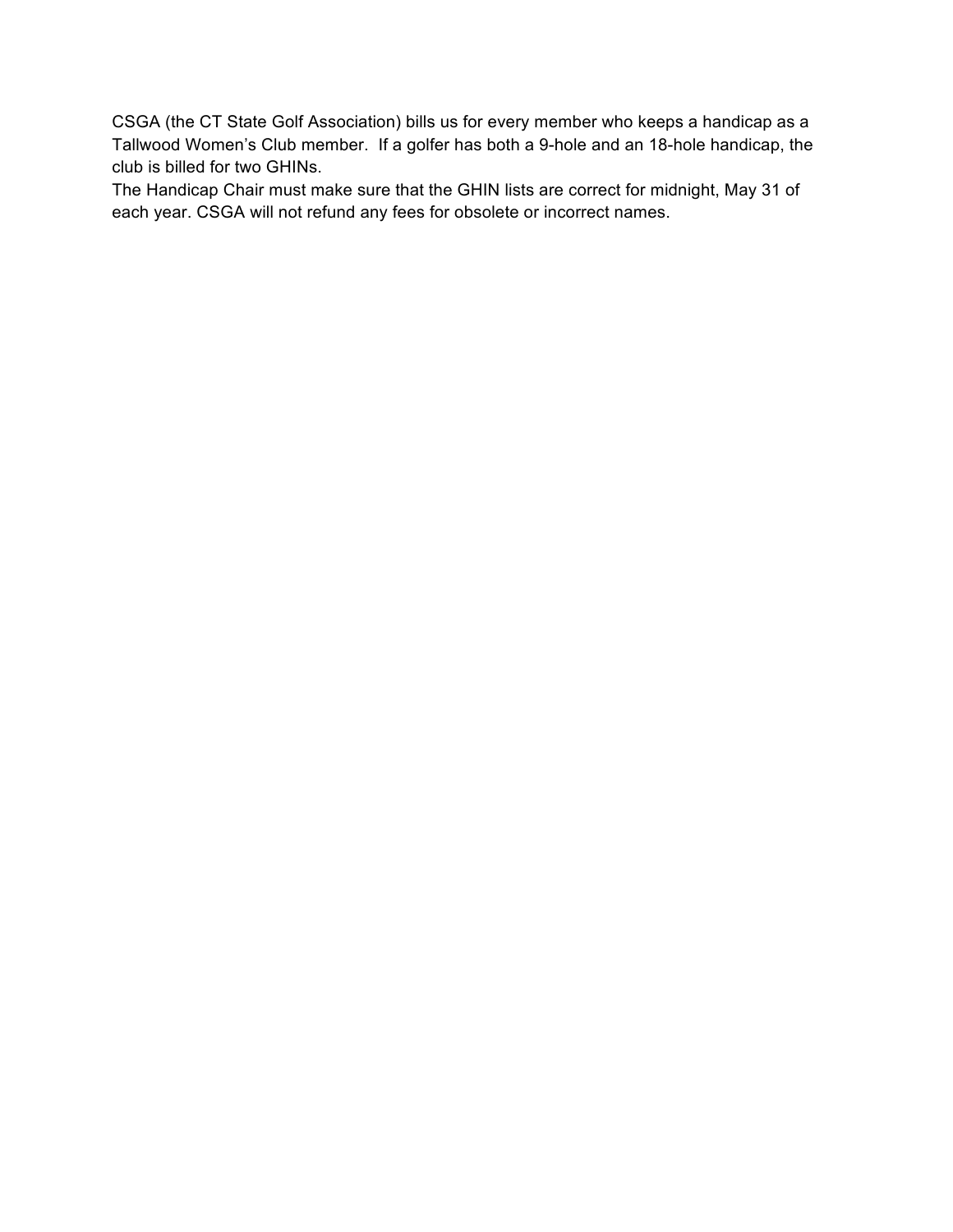CSGA (the CT State Golf Association) bills us for every member who keeps a handicap as a Tallwood Women's Club member.  If a golfer has both a 9-hole and an 18-hole handicap, the club is billed for two GHINs.

The Handicap Chair must make sure that the GHIN lists are correct for midnight, May 31 of each year. CSGA will not refund any fees for obsolete or incorrect names.